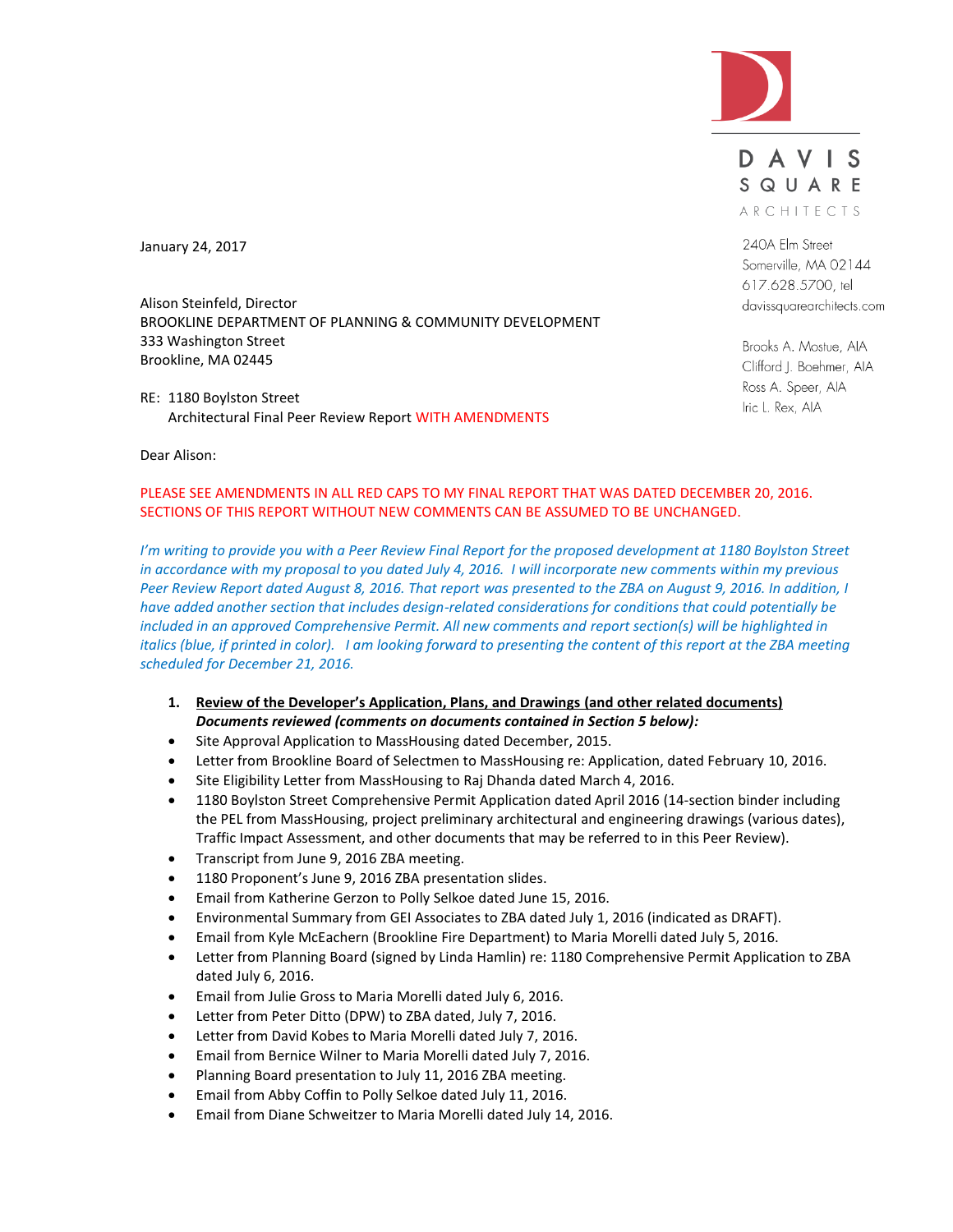DAVIS SQUARE ARCHITECTS

240A Elm Street
Somerville, MA 02144
617.628.5700, tel
davissquarearchitects.com

Brooks A. Mostue, AIA
Clifford J. Boehmer, AIA
Ross A. Speer, AIA
Iric L. Rex, AIA

January 24, 2017

Alison Steinfeld, Director
BROOKLINE DEPARTMENT OF PLANNING & COMMUNITY DEVELOPMENT
333 Washington Street
Brookline, MA 02445

RE: 1180 Boylston Street
Architectural Final Peer Review Report WITH AMENDMENTS

Dear Alison:

PLEASE SEE AMENDMENTS IN ALL RED CAPS TO MY FINAL REPORT THAT WAS DATED DECEMBER 20, 2016. SECTIONS OF THIS REPORT WITHOUT NEW COMMENTS CAN BE ASSUMED TO BE UNCHANGED.

*I'm writing to provide you with a Peer Review Final Report for the proposed development at 1180 Boylston Street in accordance with my proposal to you dated July 4, 2016. I will incorporate new comments within my previous Peer Review Report dated August 8, 2016. That report was presented to the ZBA on August 9, 2016. In addition, I have added another section that includes design-related considerations for conditions that could potentially be included in an approved Comprehensive Permit. All new comments and report section(s) will be highlighted in italics (blue, if printed in color). I am looking forward to presenting the content of this report at the ZBA meeting scheduled for December 21, 2016.*

1. **Review of the Developer's Application, Plans, and Drawings (and other related documents)**
   ***Documents reviewed (comments on documents contained in Section 5 below):***

- Site Approval Application to MassHousing dated December, 2015.
- Letter from Brookline Board of Selectmen to MassHousing re: Application, dated February 10, 2016.
- Site Eligibility Letter from MassHousing to Raj Dhanda dated March 4, 2016.
- 1180 Boylston Street Comprehensive Permit Application dated April 2016 (14-section binder including the PEL from MassHousing, project preliminary architectural and engineering drawings (various dates), Traffic Impact Assessment, and other documents that may be referred to in this Peer Review).
- Transcript from June 9, 2016 ZBA meeting.
- 1180 Proponent's June 9, 2016 ZBA presentation slides.
- Email from Katherine Gerzon to Polly Selkoe dated June 15, 2016.
- Environmental Summary from GEI Associates to ZBA dated July 1, 2016 (indicated as DRAFT).
- Email from Kyle McEachern (Brookline Fire Department) to Maria Morelli dated July 5, 2016.
- Letter from Planning Board (signed by Linda Hamlin) re: 1180 Comprehensive Permit Application to ZBA dated July 6, 2016.
- Email from Julie Gross to Maria Morelli dated July 6, 2016.
- Letter from Peter Ditto (DPW) to ZBA dated, July 7, 2016.
- Letter from David Kobes to Maria Morelli dated July 7, 2016.
- Email from Bernice Wilner to Maria Morelli dated July 7, 2016.
- Planning Board presentation to July 11, 2016 ZBA meeting.
- Email from Abby Coffin to Polly Selkoe dated July 11, 2016.
- Email from Diane Schweitzer to Maria Morelli dated July 14, 2016.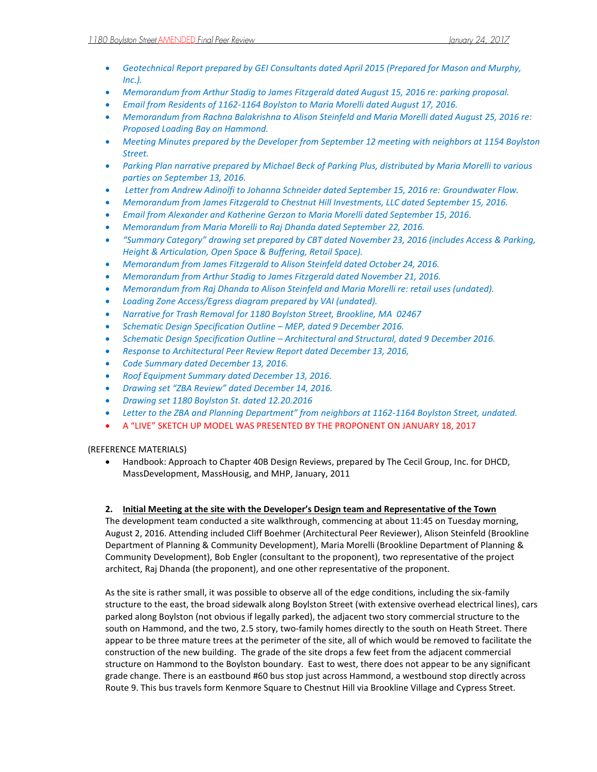- *Geotechnical Report prepared by GEI Consultants dated April 2015 (Prepared for Mason and Murphy, Inc.).*
- *Memorandum from Arthur Stadig to James Fitzgerald dated August 15, 2016 re: parking proposal.*
- *Email from Residents of 1162-1164 Boylston to Maria Morelli dated August 17, 2016.*
- *Memorandum from Rachna Balakrishna to Alison Steinfeld and Maria Morelli dated August 25, 2016 re: Proposed Loading Bay on Hammond.*
- *Meeting Minutes prepared by the Developer from September 12 meeting with neighbors at 1154 Boylston Street.*
- *Parking Plan narrative prepared by Michael Beck of Parking Plus, distributed by Maria Morelli to various parties on September 13, 2016.*
- *Letter from Andrew Adinolfi to Johanna Schneider dated September 15, 2016 re: Groundwater Flow.*
- *Memorandum from James Fitzgerald to Chestnut Hill Investments, LLC dated September 15, 2016.*
- *Email from Alexander and Katherine Gerzon to Maria Morelli dated September 15, 2016.*
- *Memorandum from Maria Morelli to Raj Dhanda dated September 22, 2016.*
- *"Summary Category" drawing set prepared by CBT dated November 23, 2016 (includes Access & Parking, Height & Articulation, Open Space & Buffering, Retail Space).*
- *Memorandum from James Fitzgerald to Alison Steinfeld dated October 24, 2016.*
- *Memorandum from Arthur Stadig to James Fitzgerald dated November 21, 2016.*
- *Memorandum from Raj Dhanda to Alison Steinfeld and Maria Morelli re: retail uses (undated).*
- *Loading Zone Access/Egress diagram prepared by VAI (undated).*
- *Narrative for Trash Removal for 1180 Boylston Street, Brookline, MA 02467*
- *Schematic Design Specification Outline – MEP, dated 9 December 2016.*
- *Schematic Design Specification Outline – Architectural and Structural, dated 9 December 2016.*
- *Response to Architectural Peer Review Report dated December 13, 2016,*
- *Code Summary dated December 13, 2016.*
- *Roof Equipment Summary dated December 13, 2016.*
- *Drawing set "ZBA Review" dated December 14, 2016.*
- *Drawing set 1180 Boylston St. dated 12.20.2016*
- *Letter to the ZBA and Planning Department" from neighbors at 1162-1164 Boylston Street, undated.*
- A "LIVE" SKETCH UP MODEL WAS PRESENTED BY THE PROPONENT ON JANUARY 18, 2017

(REFERENCE MATERIALS)

- Handbook: Approach to Chapter 40B Design Reviews, prepared by The Cecil Group, Inc. for DHCD, MassDevelopment, MassHousig, and MHP, January, 2011

## 2. Initial Meeting at the site with the Developer's Design team and Representative of the Town

The development team conducted a site walkthrough, commencing at about 11:45 on Tuesday morning, August 2, 2016. Attending included Cliff Boehmer (Architectural Peer Reviewer), Alison Steinfeld (Brookline Department of Planning & Community Development), Maria Morelli (Brookline Department of Planning & Community Development), Bob Engler (consultant to the proponent), two representative of the project architect, Raj Dhanda (the proponent), and one other representative of the proponent.

As the site is rather small, it was possible to observe all of the edge conditions, including the six-family structure to the east, the broad sidewalk along Boylston Street (with extensive overhead electrical lines), cars parked along Boylston (not obvious if legally parked), the adjacent two story commercial structure to the south on Hammond, and the two, 2.5 story, two-family homes directly to the south on Heath Street. There appear to be three mature trees at the perimeter of the site, all of which would be removed to facilitate the construction of the new building. The grade of the site drops a few feet from the adjacent commercial structure on Hammond to the Boylston boundary. East to west, there does not appear to be any significant grade change. There is an eastbound #60 bus stop just across Hammond, a westbound stop directly across Route 9. This bus travels form Kenmore Square to Chestnut Hill via Brookline Village and Cypress Street.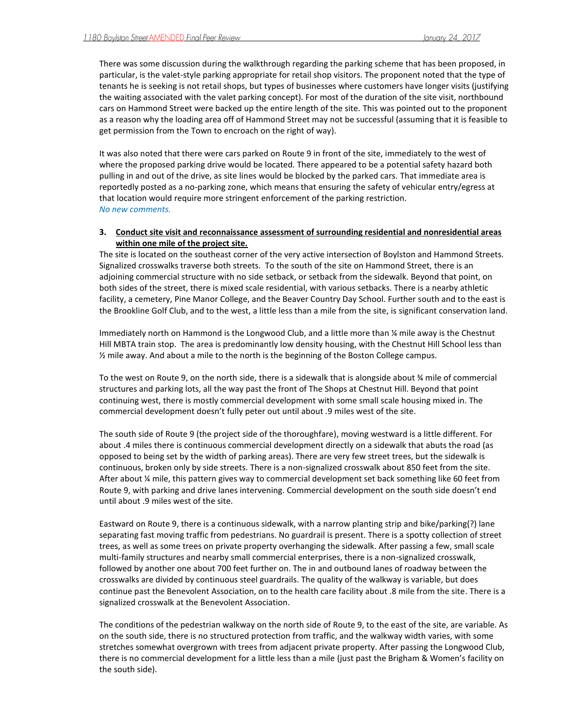There was some discussion during the walkthrough regarding the parking scheme that has been proposed, in particular, is the valet-style parking appropriate for retail shop visitors. The proponent noted that the type of tenants he is seeking is not retail shops, but types of businesses where customers have longer visits (justifying the waiting associated with the valet parking concept). For most of the duration of the site visit, northbound cars on Hammond Street were backed up the entire length of the site. This was pointed out to the proponent as a reason why the loading area off of Hammond Street may not be successful (assuming that it is feasible to get permission from the Town to encroach on the right of way).

It was also noted that there were cars parked on Route 9 in front of the site, immediately to the west of where the proposed parking drive would be located. There appeared to be a potential safety hazard both pulling in and out of the drive, as site lines would be blocked by the parked cars. That immediate area is reportedly posted as a no-parking zone, which means that ensuring the safety of vehicular entry/egress at that location would require more stringent enforcement of the parking restriction.
*No new comments.*

**3. Conduct site visit and reconnaissance assessment of surrounding residential and nonresidential areas within one mile of the project site.**

The site is located on the southeast corner of the very active intersection of Boylston and Hammond Streets. Signalized crosswalks traverse both streets. To the south of the site on Hammond Street, there is an adjoining commercial structure with no side setback, or setback from the sidewalk. Beyond that point, on both sides of the street, there is mixed scale residential, with various setbacks. There is a nearby athletic facility, a cemetery, Pine Manor College, and the Beaver Country Day School. Further south and to the east is the Brookline Golf Club, and to the west, a little less than a mile from the site, is significant conservation land.

Immediately north on Hammond is the Longwood Club, and a little more than ¼ mile away is the Chestnut Hill MBTA train stop. The area is predominantly low density housing, with the Chestnut Hill School less than ½ mile away. And about a mile to the north is the beginning of the Boston College campus.

To the west on Route 9, on the north side, there is a sidewalk that is alongside about ¾ mile of commercial structures and parking lots, all the way past the front of The Shops at Chestnut Hill. Beyond that point continuing west, there is mostly commercial development with some small scale housing mixed in. The commercial development doesn't fully peter out until about .9 miles west of the site.

The south side of Route 9 (the project side of the thoroughfare), moving westward is a little different. For about .4 miles there is continuous commercial development directly on a sidewalk that abuts the road (as opposed to being set by the width of parking areas). There are very few street trees, but the sidewalk is continuous, broken only by side streets. There is a non-signalized crosswalk about 850 feet from the site. After about ¼ mile, this pattern gives way to commercial development set back something like 60 feet from Route 9, with parking and drive lanes intervening. Commercial development on the south side doesn't end until about .9 miles west of the site.

Eastward on Route 9, there is a continuous sidewalk, with a narrow planting strip and bike/parking(?) lane separating fast moving traffic from pedestrians. No guardrail is present. There is a spotty collection of street trees, as well as some trees on private property overhanging the sidewalk. After passing a few, small scale multi-family structures and nearby small commercial enterprises, there is a non-signalized crosswalk, followed by another one about 700 feet further on. The in and outbound lanes of roadway between the crosswalks are divided by continuous steel guardrails. The quality of the walkway is variable, but does continue past the Benevolent Association, on to the health care facility about .8 mile from the site. There is a signalized crosswalk at the Benevolent Association.

The conditions of the pedestrian walkway on the north side of Route 9, to the east of the site, are variable. As on the south side, there is no structured protection from traffic, and the walkway width varies, with some stretches somewhat overgrown with trees from adjacent private property. After passing the Longwood Club, there is no commercial development for a little less than a mile (just past the Brigham & Women's facility on the south side).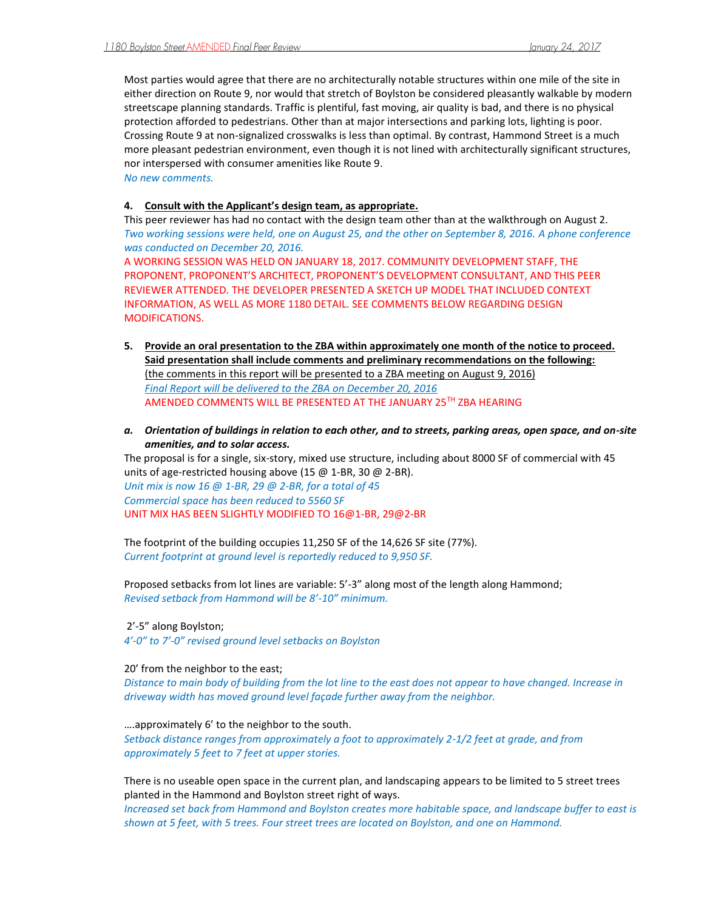Most parties would agree that there are no architecturally notable structures within one mile of the site in either direction on Route 9, nor would that stretch of Boylston be considered pleasantly walkable by modern streetscape planning standards. Traffic is plentiful, fast moving, air quality is bad, and there is no physical protection afforded to pedestrians. Other than at major intersections and parking lots, lighting is poor. Crossing Route 9 at non-signalized crosswalks is less than optimal. By contrast, Hammond Street is a much more pleasant pedestrian environment, even though it is not lined with architecturally significant structures, nor interspersed with consumer amenities like Route 9.
*No new comments.*

**4. Consult with the Applicant's design team, as appropriate.**
This peer reviewer has had no contact with the design team other than at the walkthrough on August 2.
*Two working sessions were held, one on August 25, and the other on September 8, 2016. A phone conference was conducted on December 20, 2016.*
A WORKING SESSION WAS HELD ON JANUARY 18, 2017. COMMUNITY DEVELOPMENT STAFF, THE PROPONENT, PROPONENT'S ARCHITECT, PROPONENT'S DEVELOPMENT CONSULTANT, AND THIS PEER REVIEWER ATTENDED. THE DEVELOPER PRESENTED A SKETCH UP MODEL THAT INCLUDED CONTEXT INFORMATION, AS WELL AS MORE 1180 DETAIL. SEE COMMENTS BELOW REGARDING DESIGN MODIFICATIONS.

**5. Provide an oral presentation to the ZBA within approximately one month of the notice to proceed. Said presentation shall include comments and preliminary recommendations on the following:**
(the comments in this report will be presented to a ZBA meeting on August 9, 2016)
*Final Report will be delivered to the ZBA on December 20, 2016*
AMENDED COMMENTS WILL BE PRESENTED AT THE JANUARY 25TH ZBA HEARING

***a. Orientation of buildings in relation to each other, and to streets, parking areas, open space, and on-site amenities, and to solar access.***
The proposal is for a single, six-story, mixed use structure, including about 8000 SF of commercial with 45 units of age-restricted housing above (15 @ 1-BR, 30 @ 2-BR).
*Unit mix is now 16 @ 1-BR, 29 @ 2-BR, for a total of 45*
*Commercial space has been reduced to 5560 SF*
UNIT MIX HAS BEEN SLIGHTLY MODIFIED TO 16@1-BR, 29@2-BR

The footprint of the building occupies 11,250 SF of the 14,626 SF site (77%).
*Current footprint at ground level is reportedly reduced to 9,950 SF.*

Proposed setbacks from lot lines are variable: 5'-3" along most of the length along Hammond;
*Revised setback from Hammond will be 8'-10" minimum.*

2'-5" along Boylston;
*4'-0" to 7'-0" revised ground level setbacks on Boylston*

20' from the neighbor to the east;
*Distance to main body of building from the lot line to the east does not appear to have changed. Increase in driveway width has moved ground level façade further away from the neighbor.*

….approximately 6' to the neighbor to the south.
*Setback distance ranges from approximately a foot to approximately 2-1/2 feet at grade, and from approximately 5 feet to 7 feet at upper stories.*

There is no useable open space in the current plan, and landscaping appears to be limited to 5 street trees planted in the Hammond and Boylston street right of ways.
*Increased set back from Hammond and Boylston creates more habitable space, and landscape buffer to east is shown at 5 feet, with 5 trees. Four street trees are located on Boylston, and one on Hammond.*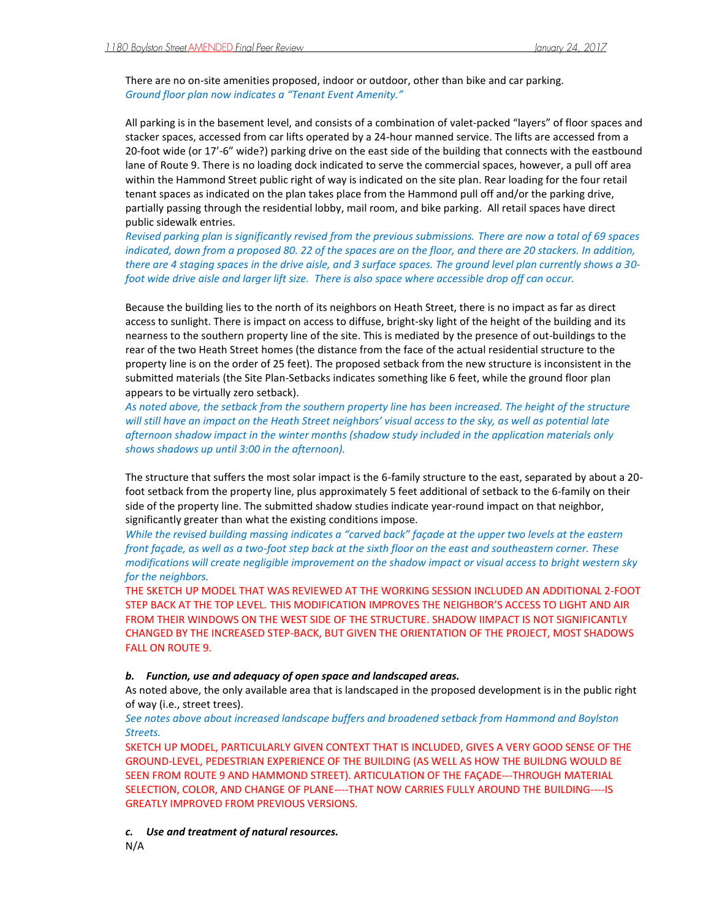There are no on-site amenities proposed, indoor or outdoor, other than bike and car parking.
*Ground floor plan now indicates a "Tenant Event Amenity."*

All parking is in the basement level, and consists of a combination of valet-packed "layers" of floor spaces and stacker spaces, accessed from car lifts operated by a 24-hour manned service. The lifts are accessed from a 20-foot wide (or 17'-6" wide?) parking drive on the east side of the building that connects with the eastbound lane of Route 9. There is no loading dock indicated to serve the commercial spaces, however, a pull off area within the Hammond Street public right of way is indicated on the site plan. Rear loading for the four retail tenant spaces as indicated on the plan takes place from the Hammond pull off and/or the parking drive, partially passing through the residential lobby, mail room, and bike parking. All retail spaces have direct public sidewalk entries.
*Revised parking plan is significantly revised from the previous submissions. There are now a total of 69 spaces indicated, down from a proposed 80. 22 of the spaces are on the floor, and there are 20 stackers. In addition, there are 4 staging spaces in the drive aisle, and 3 surface spaces. The ground level plan currently shows a 30-foot wide drive aisle and larger lift size. There is also space where accessible drop off can occur.*

Because the building lies to the north of its neighbors on Heath Street, there is no impact as far as direct access to sunlight. There is impact on access to diffuse, bright-sky light of the height of the building and its nearness to the southern property line of the site. This is mediated by the presence of out-buildings to the rear of the two Heath Street homes (the distance from the face of the actual residential structure to the property line is on the order of 25 feet). The proposed setback from the new structure is inconsistent in the submitted materials (the Site Plan-Setbacks indicates something like 6 feet, while the ground floor plan appears to be virtually zero setback).
*As noted above, the setback from the southern property line has been increased. The height of the structure will still have an impact on the Heath Street neighbors' visual access to the sky, as well as potential late afternoon shadow impact in the winter months (shadow study included in the application materials only shows shadows up until 3:00 in the afternoon).*

The structure that suffers the most solar impact is the 6-family structure to the east, separated by about a 20-foot setback from the property line, plus approximately 5 feet additional of setback to the 6-family on their side of the property line. The submitted shadow studies indicate year-round impact on that neighbor, significantly greater than what the existing conditions impose.
*While the revised building massing indicates a "carved back" façade at the upper two levels at the eastern front façade, as well as a two-foot step back at the sixth floor on the east and southeastern corner. These modifications will create negligible improvement on the shadow impact or visual access to bright western sky for the neighbors.*
THE SKETCH UP MODEL THAT WAS REVIEWED AT THE WORKING SESSION INCLUDED AN ADDITIONAL 2-FOOT STEP BACK AT THE TOP LEVEL. THIS MODIFICATION IMPROVES THE NEIGHBOR'S ACCESS TO LIGHT AND AIR FROM THEIR WINDOWS ON THE WEST SIDE OF THE STRUCTURE. SHADOW IIMPACT IS NOT SIGNIFICANTLY CHANGED BY THE INCREASED STEP-BACK, BUT GIVEN THE ORIENTATION OF THE PROJECT, MOST SHADOWS FALL ON ROUTE 9.

***b. Function, use and adequacy of open space and landscaped areas.***

As noted above, the only available area that is landscaped in the proposed development is in the public right of way (i.e., street trees).
*See notes above about increased landscape buffers and broadened setback from Hammond and Boylston Streets.*
SKETCH UP MODEL, PARTICULARLY GIVEN CONTEXT THAT IS INCLUDED, GIVES A VERY GOOD SENSE OF THE GROUND-LEVEL, PEDESTRIAN EXPERIENCE OF THE BUILDING (AS WELL AS HOW THE BUILDNG WOULD BE SEEN FROM ROUTE 9 AND HAMMOND STREET). ARTICULATION OF THE FAÇADE---THROUGH MATERIAL SELECTION, COLOR, AND CHANGE OF PLANE----THAT NOW CARRIES FULLY AROUND THE BUILDING----IS GREATLY IMPROVED FROM PREVIOUS VERSIONS.

***c. Use and treatment of natural resources.***

N/A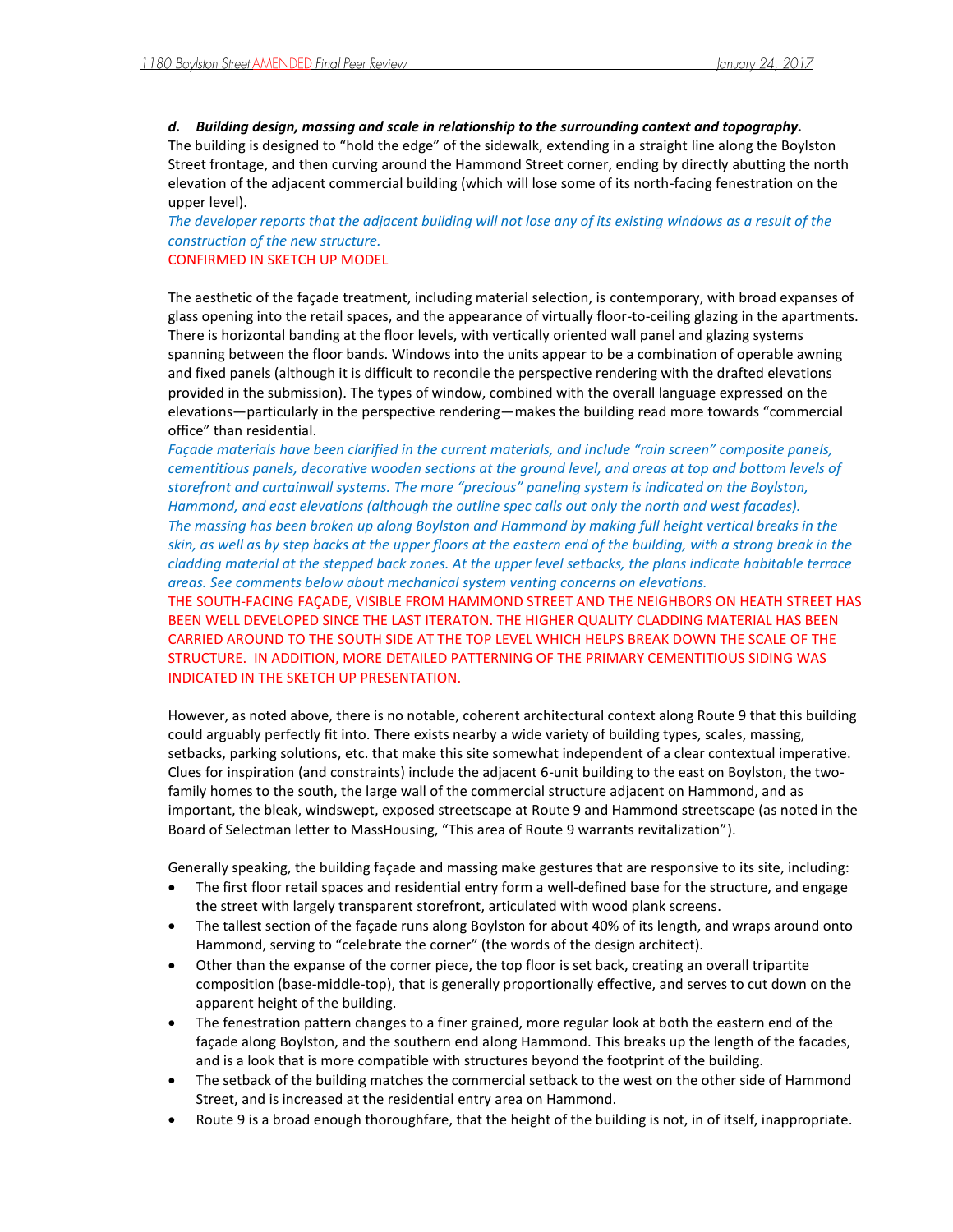***d. Building design, massing and scale in relationship to the surrounding context and topography.***
The building is designed to "hold the edge" of the sidewalk, extending in a straight line along the Boylston Street frontage, and then curving around the Hammond Street corner, ending by directly abutting the north elevation of the adjacent commercial building (which will lose some of its north-facing fenestration on the upper level).

*The developer reports that the adjacent building will not lose any of its existing windows as a result of the construction of the new structure.*

CONFIRMED IN SKETCH UP MODEL

The aesthetic of the façade treatment, including material selection, is contemporary, with broad expanses of glass opening into the retail spaces, and the appearance of virtually floor-to-ceiling glazing in the apartments. There is horizontal banding at the floor levels, with vertically oriented wall panel and glazing systems spanning between the floor bands. Windows into the units appear to be a combination of operable awning and fixed panels (although it is difficult to reconcile the perspective rendering with the drafted elevations provided in the submission). The types of window, combined with the overall language expressed on the elevations—particularly in the perspective rendering—makes the building read more towards "commercial office" than residential.

*Façade materials have been clarified in the current materials, and include "rain screen" composite panels, cementitious panels, decorative wooden sections at the ground level, and areas at top and bottom levels of storefront and curtainwall systems. The more "precious" paneling system is indicated on the Boylston, Hammond, and east elevations (although the outline spec calls out only the north and west facades).*

*The massing has been broken up along Boylston and Hammond by making full height vertical breaks in the skin, as well as by step backs at the upper floors at the eastern end of the building, with a strong break in the cladding material at the stepped back zones. At the upper level setbacks, the plans indicate habitable terrace areas. See comments below about mechanical system venting concerns on elevations.*

THE SOUTH-FACING FAÇADE, VISIBLE FROM HAMMOND STREET AND THE NEIGHBORS ON HEATH STREET HAS BEEN WELL DEVELOPED SINCE THE LAST ITERATON. THE HIGHER QUALITY CLADDING MATERIAL HAS BEEN CARRIED AROUND TO THE SOUTH SIDE AT THE TOP LEVEL WHICH HELPS BREAK DOWN THE SCALE OF THE STRUCTURE. IN ADDITION, MORE DETAILED PATTERNING OF THE PRIMARY CEMENTITIOUS SIDING WAS INDICATED IN THE SKETCH UP PRESENTATION.

However, as noted above, there is no notable, coherent architectural context along Route 9 that this building could arguably perfectly fit into. There exists nearby a wide variety of building types, scales, massing, setbacks, parking solutions, etc. that make this site somewhat independent of a clear contextual imperative. Clues for inspiration (and constraints) include the adjacent 6-unit building to the east on Boylston, the two-family homes to the south, the large wall of the commercial structure adjacent on Hammond, and as important, the bleak, windswept, exposed streetscape at Route 9 and Hammond streetscape (as noted in the Board of Selectman letter to MassHousing, "This area of Route 9 warrants revitalization").

Generally speaking, the building façade and massing make gestures that are responsive to its site, including:

- The first floor retail spaces and residential entry form a well-defined base for the structure, and engage the street with largely transparent storefront, articulated with wood plank screens.
- The tallest section of the façade runs along Boylston for about 40% of its length, and wraps around onto Hammond, serving to "celebrate the corner" (the words of the design architect).
- Other than the expanse of the corner piece, the top floor is set back, creating an overall tripartite composition (base-middle-top), that is generally proportionally effective, and serves to cut down on the apparent height of the building.
- The fenestration pattern changes to a finer grained, more regular look at both the eastern end of the façade along Boylston, and the southern end along Hammond. This breaks up the length of the facades, and is a look that is more compatible with structures beyond the footprint of the building.
- The setback of the building matches the commercial setback to the west on the other side of Hammond Street, and is increased at the residential entry area on Hammond.
- Route 9 is a broad enough thoroughfare, that the height of the building is not, in of itself, inappropriate.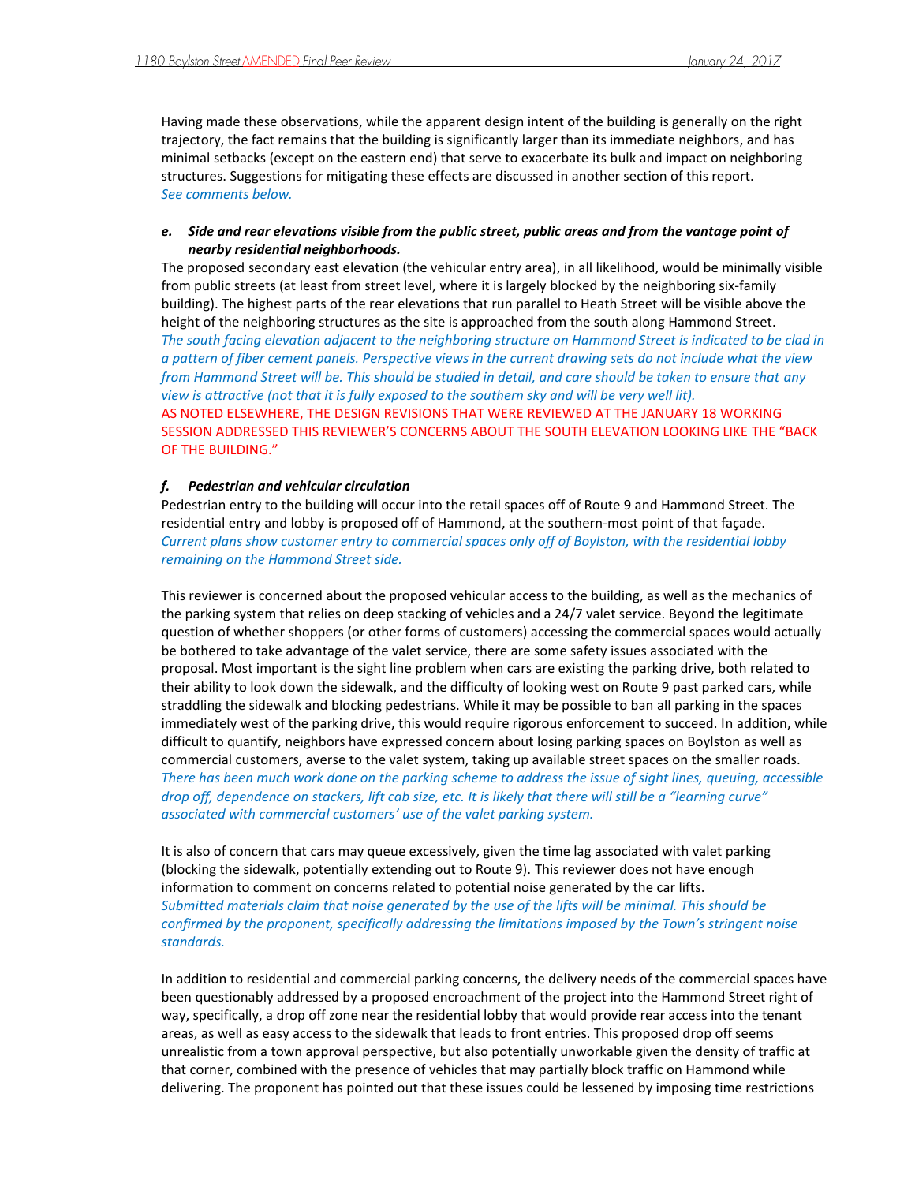Having made these observations, while the apparent design intent of the building is generally on the right trajectory, the fact remains that the building is significantly larger than its immediate neighbors, and has minimal setbacks (except on the eastern end) that serve to exacerbate its bulk and impact on neighboring structures. Suggestions for mitigating these effects are discussed in another section of this report.
*See comments below.*

***e. Side and rear elevations visible from the public street, public areas and from the vantage point of nearby residential neighborhoods.***

The proposed secondary east elevation (the vehicular entry area), in all likelihood, would be minimally visible from public streets (at least from street level, where it is largely blocked by the neighboring six-family building). The highest parts of the rear elevations that run parallel to Heath Street will be visible above the height of the neighboring structures as the site is approached from the south along Hammond Street.
*The south facing elevation adjacent to the neighboring structure on Hammond Street is indicated to be clad in a pattern of fiber cement panels. Perspective views in the current drawing sets do not include what the view from Hammond Street will be. This should be studied in detail, and care should be taken to ensure that any view is attractive (not that it is fully exposed to the southern sky and will be very well lit).*
AS NOTED ELSEWHERE, THE DESIGN REVISIONS THAT WERE REVIEWED AT THE JANUARY 18 WORKING SESSION ADDRESSED THIS REVIEWER'S CONCERNS ABOUT THE SOUTH ELEVATION LOOKING LIKE THE "BACK OF THE BUILDING."

***f. Pedestrian and vehicular circulation***

Pedestrian entry to the building will occur into the retail spaces off of Route 9 and Hammond Street. The residential entry and lobby is proposed off of Hammond, at the southern-most point of that façade.
*Current plans show customer entry to commercial spaces only off of Boylston, with the residential lobby remaining on the Hammond Street side.*

This reviewer is concerned about the proposed vehicular access to the building, as well as the mechanics of the parking system that relies on deep stacking of vehicles and a 24/7 valet service. Beyond the legitimate question of whether shoppers (or other forms of customers) accessing the commercial spaces would actually be bothered to take advantage of the valet service, there are some safety issues associated with the proposal. Most important is the sight line problem when cars are existing the parking drive, both related to their ability to look down the sidewalk, and the difficulty of looking west on Route 9 past parked cars, while straddling the sidewalk and blocking pedestrians. While it may be possible to ban all parking in the spaces immediately west of the parking drive, this would require rigorous enforcement to succeed. In addition, while difficult to quantify, neighbors have expressed concern about losing parking spaces on Boylston as well as commercial customers, averse to the valet system, taking up available street spaces on the smaller roads.
*There has been much work done on the parking scheme to address the issue of sight lines, queuing, accessible drop off, dependence on stackers, lift cab size, etc. It is likely that there will still be a "learning curve" associated with commercial customers' use of the valet parking system.*

It is also of concern that cars may queue excessively, given the time lag associated with valet parking (blocking the sidewalk, potentially extending out to Route 9). This reviewer does not have enough information to comment on concerns related to potential noise generated by the car lifts.
*Submitted materials claim that noise generated by the use of the lifts will be minimal. This should be confirmed by the proponent, specifically addressing the limitations imposed by the Town's stringent noise standards.*

In addition to residential and commercial parking concerns, the delivery needs of the commercial spaces have been questionably addressed by a proposed encroachment of the project into the Hammond Street right of way, specifically, a drop off zone near the residential lobby that would provide rear access into the tenant areas, as well as easy access to the sidewalk that leads to front entries. This proposed drop off seems unrealistic from a town approval perspective, but also potentially unworkable given the density of traffic at that corner, combined with the presence of vehicles that may partially block traffic on Hammond while delivering. The proponent has pointed out that these issues could be lessened by imposing time restrictions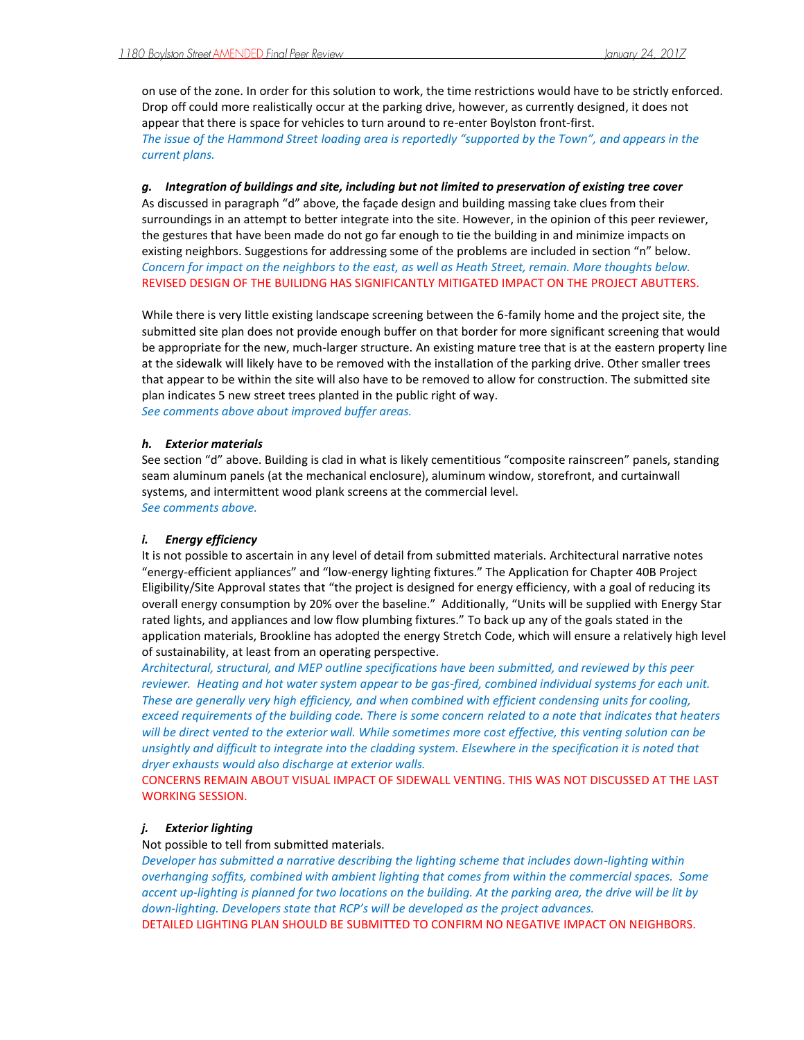on use of the zone. In order for this solution to work, the time restrictions would have to be strictly enforced. Drop off could more realistically occur at the parking drive, however, as currently designed, it does not appear that there is space for vehicles to turn around to re-enter Boylston front-first.
*The issue of the Hammond Street loading area is reportedly "supported by the Town", and appears in the current plans.*

***g. Integration of buildings and site, including but not limited to preservation of existing tree cover***
As discussed in paragraph "d" above, the façade design and building massing take clues from their surroundings in an attempt to better integrate into the site. However, in the opinion of this peer reviewer, the gestures that have been made do not go far enough to tie the building in and minimize impacts on existing neighbors. Suggestions for addressing some of the problems are included in section "n" below.
*Concern for impact on the neighbors to the east, as well as Heath Street, remain. More thoughts below.*
REVISED DESIGN OF THE BUILIDNG HAS SIGNIFICANTLY MITIGATED IMPACT ON THE PROJECT ABUTTERS.

While there is very little existing landscape screening between the 6-family home and the project site, the submitted site plan does not provide enough buffer on that border for more significant screening that would be appropriate for the new, much-larger structure. An existing mature tree that is at the eastern property line at the sidewalk will likely have to be removed with the installation of the parking drive. Other smaller trees that appear to be within the site will also have to be removed to allow for construction. The submitted site plan indicates 5 new street trees planted in the public right of way.
*See comments above about improved buffer areas.*

***h. Exterior materials***
See section "d" above. Building is clad in what is likely cementitious "composite rainscreen" panels, standing seam aluminum panels (at the mechanical enclosure), aluminum window, storefront, and curtainwall systems, and intermittent wood plank screens at the commercial level.
*See comments above.*

***i. Energy efficiency***
It is not possible to ascertain in any level of detail from submitted materials. Architectural narrative notes "energy-efficient appliances" and "low-energy lighting fixtures." The Application for Chapter 40B Project Eligibility/Site Approval states that "the project is designed for energy efficiency, with a goal of reducing its overall energy consumption by 20% over the baseline." Additionally, "Units will be supplied with Energy Star rated lights, and appliances and low flow plumbing fixtures." To back up any of the goals stated in the application materials, Brookline has adopted the energy Stretch Code, which will ensure a relatively high level of sustainability, at least from an operating perspective.
*Architectural, structural, and MEP outline specifications have been submitted, and reviewed by this peer reviewer. Heating and hot water system appear to be gas-fired, combined individual systems for each unit. These are generally very high efficiency, and when combined with efficient condensing units for cooling, exceed requirements of the building code. There is some concern related to a note that indicates that heaters will be direct vented to the exterior wall. While sometimes more cost effective, this venting solution can be unsightly and difficult to integrate into the cladding system. Elsewhere in the specification it is noted that dryer exhausts would also discharge at exterior walls.*
CONCERNS REMAIN ABOUT VISUAL IMPACT OF SIDEWALL VENTING. THIS WAS NOT DISCUSSED AT THE LAST WORKING SESSION.

***j. Exterior lighting***
Not possible to tell from submitted materials.
*Developer has submitted a narrative describing the lighting scheme that includes down-lighting within overhanging soffits, combined with ambient lighting that comes from within the commercial spaces. Some accent up-lighting is planned for two locations on the building. At the parking area, the drive will be lit by down-lighting. Developers state that RCP's will be developed as the project advances.*
DETAILED LIGHTING PLAN SHOULD BE SUBMITTED TO CONFIRM NO NEGATIVE IMPACT ON NEIGHBORS.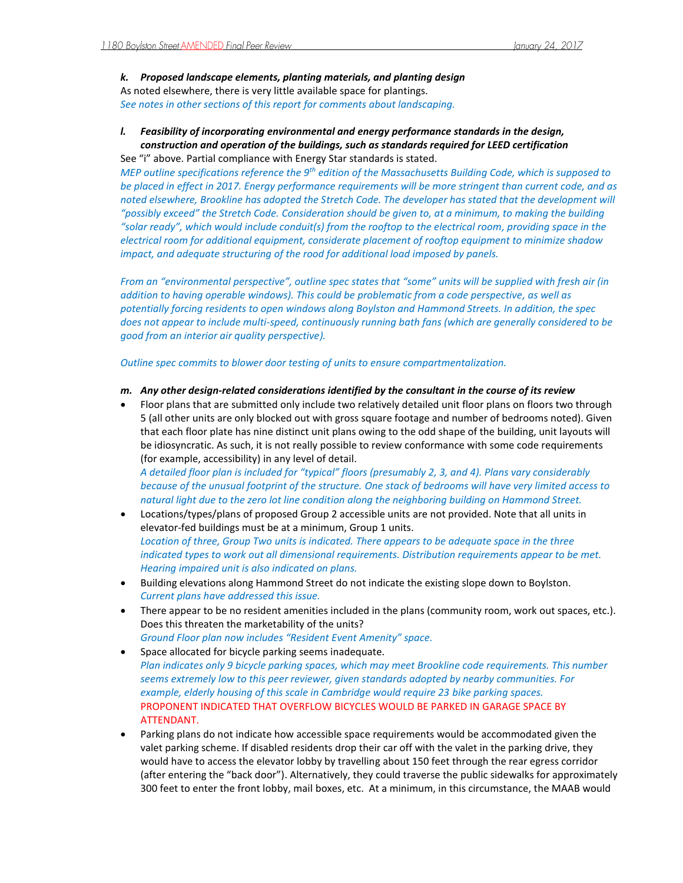***k. Proposed landscape elements, planting materials, and planting design***

As noted elsewhere, there is very little available space for plantings.

*See notes in other sections of this report for comments about landscaping.*

***l. Feasibility of incorporating environmental and energy performance standards in the design, construction and operation of the buildings, such as standards required for LEED certification***

See "i" above. Partial compliance with Energy Star standards is stated.

*MEP outline specifications reference the 9th edition of the Massachusetts Building Code, which is supposed to be placed in effect in 2017. Energy performance requirements will be more stringent than current code, and as noted elsewhere, Brookline has adopted the Stretch Code. The developer has stated that the development will "possibly exceed" the Stretch Code. Consideration should be given to, at a minimum, to making the building "solar ready", which would include conduit(s) from the rooftop to the electrical room, providing space in the electrical room for additional equipment, considerate placement of rooftop equipment to minimize shadow impact, and adequate structuring of the rood for additional load imposed by panels.*

*From an "environmental perspective", outline spec states that "some" units will be supplied with fresh air (in addition to having operable windows). This could be problematic from a code perspective, as well as potentially forcing residents to open windows along Boylston and Hammond Streets. In addition, the spec does not appear to include multi-speed, continuously running bath fans (which are generally considered to be good from an interior air quality perspective).*

*Outline spec commits to blower door testing of units to ensure compartmentalization.*

***m. Any other design-related considerations identified by the consultant in the course of its review***

- Floor plans that are submitted only include two relatively detailed unit floor plans on floors two through 5 (all other units are only blocked out with gross square footage and number of bedrooms noted). Given that each floor plate has nine distinct unit plans owing to the odd shape of the building, unit layouts will be idiosyncratic. As such, it is not really possible to review conformance with some code requirements (for example, accessibility) in any level of detail.
  *A detailed floor plan is included for "typical" floors (presumably 2, 3, and 4). Plans vary considerably because of the unusual footprint of the structure. One stack of bedrooms will have very limited access to natural light due to the zero lot line condition along the neighboring building on Hammond Street.*
- Locations/types/plans of proposed Group 2 accessible units are not provided. Note that all units in elevator-fed buildings must be at a minimum, Group 1 units.
  *Location of three, Group Two units is indicated. There appears to be adequate space in the three indicated types to work out all dimensional requirements. Distribution requirements appear to be met. Hearing impaired unit is also indicated on plans.*
- Building elevations along Hammond Street do not indicate the existing slope down to Boylston.
  *Current plans have addressed this issue.*
- There appear to be no resident amenities included in the plans (community room, work out spaces, etc.). Does this threaten the marketability of the units?
  *Ground Floor plan now includes "Resident Event Amenity" space.*
- Space allocated for bicycle parking seems inadequate.
  *Plan indicates only 9 bicycle parking spaces, which may meet Brookline code requirements. This number seems extremely low to this peer reviewer, given standards adopted by nearby communities. For example, elderly housing of this scale in Cambridge would require 23 bike parking spaces.*
  PROPONENT INDICATED THAT OVERFLOW BICYCLES WOULD BE PARKED IN GARAGE SPACE BY ATTENDANT.
- Parking plans do not indicate how accessible space requirements would be accommodated given the valet parking scheme. If disabled residents drop their car off with the valet in the parking drive, they would have to access the elevator lobby by travelling about 150 feet through the rear egress corridor (after entering the "back door"). Alternatively, they could traverse the public sidewalks for approximately 300 feet to enter the front lobby, mail boxes, etc. At a minimum, in this circumstance, the MAAB would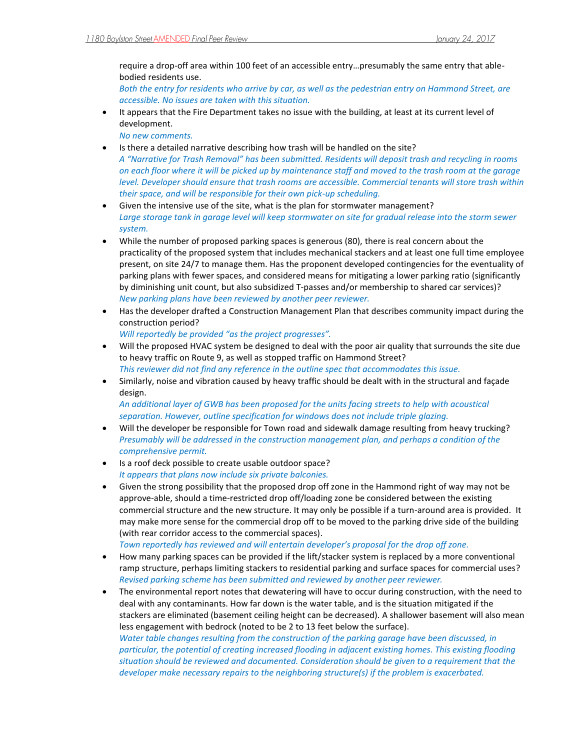require a drop-off area within 100 feet of an accessible entry…presumably the same entry that able-bodied residents use.
*Both the entry for residents who arrive by car, as well as the pedestrian entry on Hammond Street, are accessible. No issues are taken with this situation.*

- It appears that the Fire Department takes no issue with the building, at least at its current level of development.
  *No new comments.*
- Is there a detailed narrative describing how trash will be handled on the site?
  *A "Narrative for Trash Removal" has been submitted. Residents will deposit trash and recycling in rooms on each floor where it will be picked up by maintenance staff and moved to the trash room at the garage level. Developer should ensure that trash rooms are accessible. Commercial tenants will store trash within their space, and will be responsible for their own pick-up scheduling.*
- Given the intensive use of the site, what is the plan for stormwater management?
  *Large storage tank in garage level will keep stormwater on site for gradual release into the storm sewer system.*
- While the number of proposed parking spaces is generous (80), there is real concern about the practicality of the proposed system that includes mechanical stackers and at least one full time employee present, on site 24/7 to manage them. Has the proponent developed contingencies for the eventuality of parking plans with fewer spaces, and considered means for mitigating a lower parking ratio (significantly by diminishing unit count, but also subsidized T-passes and/or membership to shared car services)?
  *New parking plans have been reviewed by another peer reviewer.*
- Has the developer drafted a Construction Management Plan that describes community impact during the construction period?
  *Will reportedly be provided "as the project progresses".*
- Will the proposed HVAC system be designed to deal with the poor air quality that surrounds the site due to heavy traffic on Route 9, as well as stopped traffic on Hammond Street?
  *This reviewer did not find any reference in the outline spec that accommodates this issue.*
- Similarly, noise and vibration caused by heavy traffic should be dealt with in the structural and façade design.
  *An additional layer of GWB has been proposed for the units facing streets to help with acoustical separation. However, outline specification for windows does not include triple glazing.*
- Will the developer be responsible for Town road and sidewalk damage resulting from heavy trucking?
  *Presumably will be addressed in the construction management plan, and perhaps a condition of the comprehensive permit.*
- Is a roof deck possible to create usable outdoor space?
  *It appears that plans now include six private balconies.*
- Given the strong possibility that the proposed drop off zone in the Hammond right of way may not be approve-able, should a time-restricted drop off/loading zone be considered between the existing commercial structure and the new structure. It may only be possible if a turn-around area is provided. It may make more sense for the commercial drop off to be moved to the parking drive side of the building (with rear corridor access to the commercial spaces).
  *Town reportedly has reviewed and will entertain developer's proposal for the drop off zone.*
- How many parking spaces can be provided if the lift/stacker system is replaced by a more conventional ramp structure, perhaps limiting stackers to residential parking and surface spaces for commercial uses?
  *Revised parking scheme has been submitted and reviewed by another peer reviewer.*
- The environmental report notes that dewatering will have to occur during construction, with the need to deal with any contaminants. How far down is the water table, and is the situation mitigated if the stackers are eliminated (basement ceiling height can be decreased). A shallower basement will also mean less engagement with bedrock (noted to be 2 to 13 feet below the surface).
  *Water table changes resulting from the construction of the parking garage have been discussed, in particular, the potential of creating increased flooding in adjacent existing homes. This existing flooding situation should be reviewed and documented. Consideration should be given to a requirement that the developer make necessary repairs to the neighboring structure(s) if the problem is exacerbated.*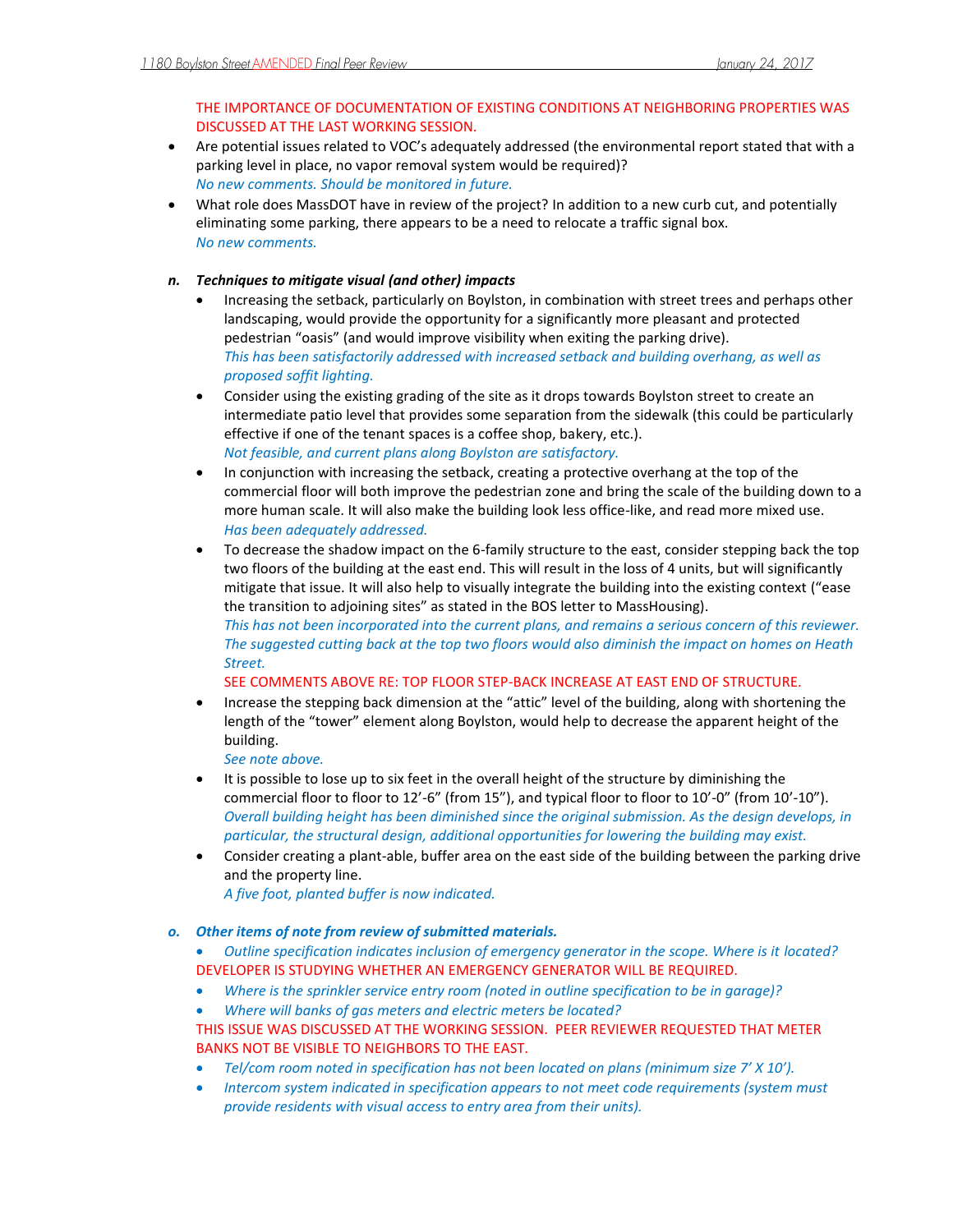THE IMPORTANCE OF DOCUMENTATION OF EXISTING CONDITIONS AT NEIGHBORING PROPERTIES WAS DISCUSSED AT THE LAST WORKING SESSION.

- Are potential issues related to VOC's adequately addressed (the environmental report stated that with a parking level in place, no vapor removal system would be required)?
  *No new comments. Should be monitored in future.*
- What role does MassDOT have in review of the project? In addition to a new curb cut, and potentially eliminating some parking, there appears to be a need to relocate a traffic signal box.
  *No new comments.*

***n. Techniques to mitigate visual (and other) impacts***

- Increasing the setback, particularly on Boylston, in combination with street trees and perhaps other landscaping, would provide the opportunity for a significantly more pleasant and protected pedestrian "oasis" (and would improve visibility when exiting the parking drive).
  *This has been satisfactorily addressed with increased setback and building overhang, as well as proposed soffit lighting.*
- Consider using the existing grading of the site as it drops towards Boylston street to create an intermediate patio level that provides some separation from the sidewalk (this could be particularly effective if one of the tenant spaces is a coffee shop, bakery, etc.).
  *Not feasible, and current plans along Boylston are satisfactory.*
- In conjunction with increasing the setback, creating a protective overhang at the top of the commercial floor will both improve the pedestrian zone and bring the scale of the building down to a more human scale. It will also make the building look less office-like, and read more mixed use.
  *Has been adequately addressed.*
- To decrease the shadow impact on the 6-family structure to the east, consider stepping back the top two floors of the building at the east end. This will result in the loss of 4 units, but will significantly mitigate that issue. It will also help to visually integrate the building into the existing context ("ease the transition to adjoining sites" as stated in the BOS letter to MassHousing).
  *This has not been incorporated into the current plans, and remains a serious concern of this reviewer. The suggested cutting back at the top two floors would also diminish the impact on homes on Heath Street.*
  SEE COMMENTS ABOVE RE: TOP FLOOR STEP-BACK INCREASE AT EAST END OF STRUCTURE.
- Increase the stepping back dimension at the "attic" level of the building, along with shortening the length of the "tower" element along Boylston, would help to decrease the apparent height of the building.
  *See note above.*
- It is possible to lose up to six feet in the overall height of the structure by diminishing the commercial floor to floor to 12'-6" (from 15"), and typical floor to floor to 10'-0" (from 10'-10").
  *Overall building height has been diminished since the original submission. As the design develops, in particular, the structural design, additional opportunities for lowering the building may exist.*
- Consider creating a plant-able, buffer area on the east side of the building between the parking drive and the property line.
  *A five foot, planted buffer is now indicated.*

***o. Other items of note from review of submitted materials.***

- *Outline specification indicates inclusion of emergency generator in the scope. Where is it located?*
  DEVELOPER IS STUDYING WHETHER AN EMERGENCY GENERATOR WILL BE REQUIRED.
- *Where is the sprinkler service entry room (noted in outline specification to be in garage)?*
- *Where will banks of gas meters and electric meters be located?*

THIS ISSUE WAS DISCUSSED AT THE WORKING SESSION. PEER REVIEWER REQUESTED THAT METER BANKS NOT BE VISIBLE TO NEIGHBORS TO THE EAST.

- *Tel/com room noted in specification has not been located on plans (minimum size 7' X 10').*
- *Intercom system indicated in specification appears to not meet code requirements (system must provide residents with visual access to entry area from their units).*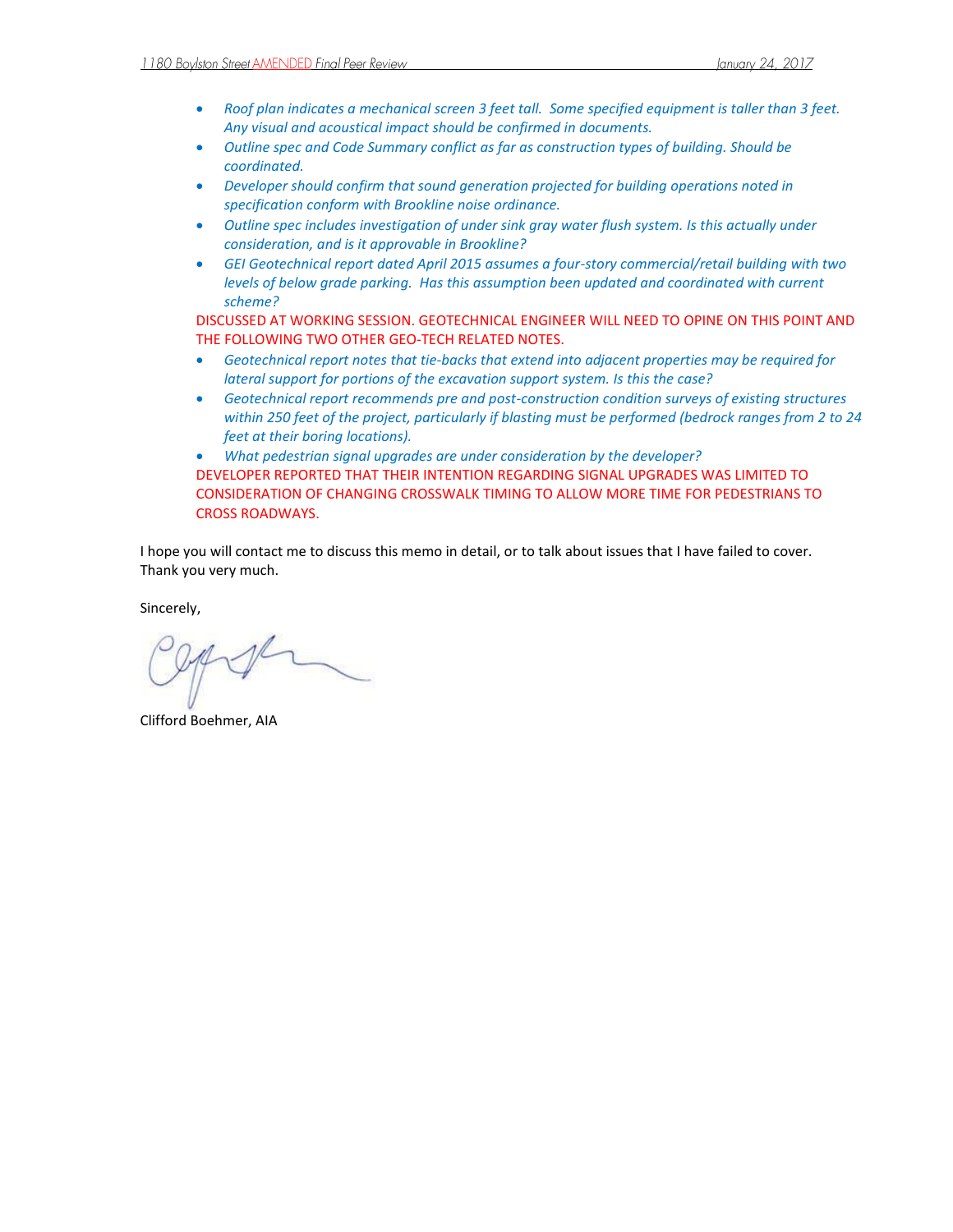- *Roof plan indicates a mechanical screen 3 feet tall. Some specified equipment is taller than 3 feet. Any visual and acoustical impact should be confirmed in documents.*
- *Outline spec and Code Summary conflict as far as construction types of building. Should be coordinated.*
- *Developer should confirm that sound generation projected for building operations noted in specification conform with Brookline noise ordinance.*
- *Outline spec includes investigation of under sink gray water flush system. Is this actually under consideration, and is it approvable in Brookline?*
- *GEI Geotechnical report dated April 2015 assumes a four-story commercial/retail building with two levels of below grade parking. Has this assumption been updated and coordinated with current scheme?*

DISCUSSED AT WORKING SESSION. GEOTECHNICAL ENGINEER WILL NEED TO OPINE ON THIS POINT AND THE FOLLOWING TWO OTHER GEO-TECH RELATED NOTES.

- *Geotechnical report notes that tie-backs that extend into adjacent properties may be required for lateral support for portions of the excavation support system. Is this the case?*
- *Geotechnical report recommends pre and post-construction condition surveys of existing structures within 250 feet of the project, particularly if blasting must be performed (bedrock ranges from 2 to 24 feet at their boring locations).*
- *What pedestrian signal upgrades are under consideration by the developer?*

DEVELOPER REPORTED THAT THEIR INTENTION REGARDING SIGNAL UPGRADES WAS LIMITED TO CONSIDERATION OF CHANGING CROSSWALK TIMING TO ALLOW MORE TIME FOR PEDESTRIANS TO CROSS ROADWAYS.

I hope you will contact me to discuss this memo in detail, or to talk about issues that I have failed to cover. Thank you very much.

Sincerely,

Clifford Boehmer, AIA